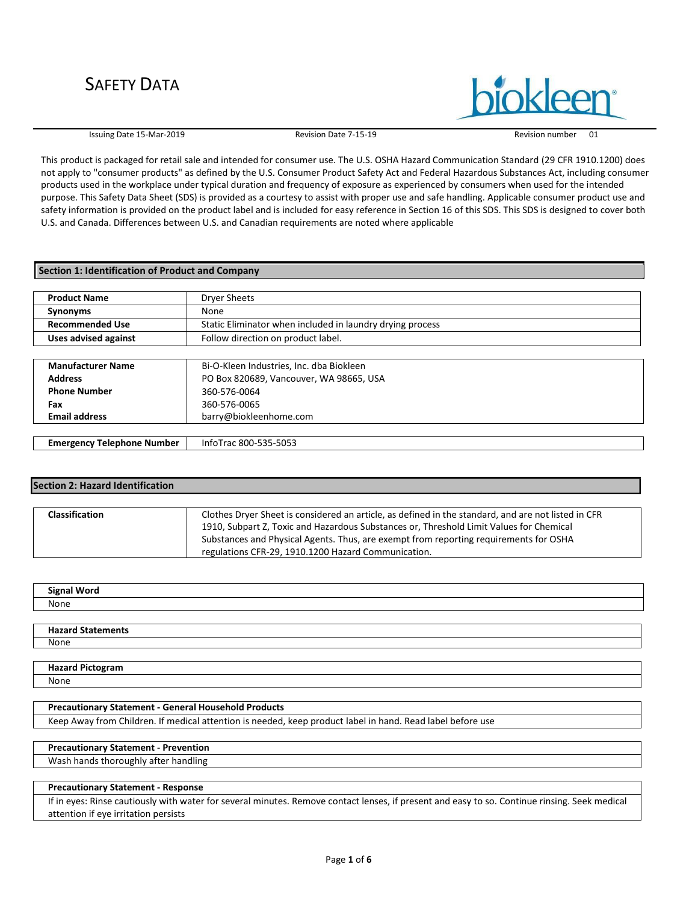# SAFETY DATA

| Issuing Date 15-Mar-2019 | Revision Date 7-15-19 | Revision number 01 |
|---|---|---|

This product is packaged for retail sale and intended for consumer use. The U.S. OSHA Hazard Communication Standard (29 CFR 1910.1200) does not apply to "consumer products" as defined by the U.S. Consumer Product Safety Act and Federal Hazardous Substances Act, including consumer products used in the workplace under typical duration and frequency of exposure as experienced by consumers when used for the intended purpose. This Safety Data Sheet (SDS) is provided as a courtesy to assist with proper use and safe handling. Applicable consumer product use and safety information is provided on the product label and is included for easy reference in Section 16 of this SDS. This SDS is designed to cover both U.S. and Canada. Differences between U.S. and Canadian requirements are noted where applicable

## Section 1: Identification of Product and Company

| | |
|---|---|
| **Product Name** | Dryer Sheets |
| **Synonyms** | None |
| **Recommended Use** | Static Eliminator when included in laundry drying process |
| **Uses advised against** | Follow direction on product label. |

| | |
|---|---|
| **Manufacturer Name** | Bi-O-Kleen Industries, Inc. dba Biokleen |
| **Address** | PO Box 820689, Vancouver, WA 98665, USA |
| **Phone Number** | 360-576-0064 |
| **Fax** | 360-576-0065 |
| **Email address** | barry@biokleenhome.com |

| | |
|---|---|
| **Emergency Telephone Number** | InfoTrac 800-535-5053 |

## Section 2: Hazard Identification

| | |
|---|---|
| **Classification** | Clothes Dryer Sheet is considered an article, as defined in the standard, and are not listed in CFR 1910, Subpart Z, Toxic and Hazardous Substances or, Threshold Limit Values for Chemical Substances and Physical Agents. Thus, are exempt from reporting requirements for OSHA regulations CFR-29, 1910.1200 Hazard Communication. |

**Signal Word**

None

**Hazard Statements**

None

**Hazard Pictogram**

None

**Precautionary Statement - General Household Products**

Keep Away from Children. If medical attention is needed, keep product label in hand. Read label before use

**Precautionary Statement - Prevention**

Wash hands thoroughly after handling

**Precautionary Statement - Response**

If in eyes: Rinse cautiously with water for several minutes. Remove contact lenses, if present and easy to so. Continue rinsing. Seek medical attention if eye irritation persists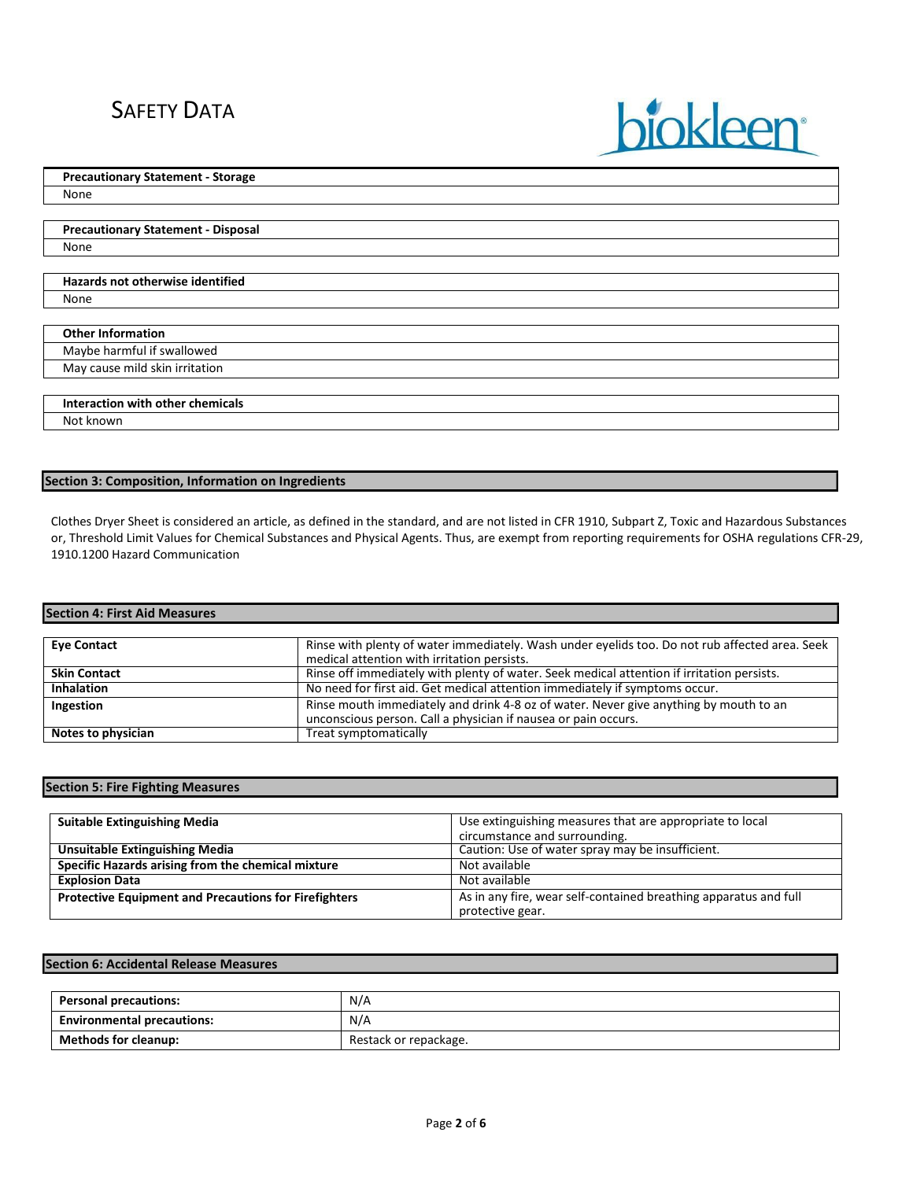| Precautionary Statement - Storage |
|---|
| None |

| Precautionary Statement - Disposal |
|---|
| None |

| Hazards not otherwise identified |
|---|
| None |

| Other Information |
|---|
| Maybe harmful if swallowed |
| May cause mild skin irritation |

| Interaction with other chemicals |
|---|
| Not known |

## Section 3: Composition, Information on Ingredients

Clothes Dryer Sheet is considered an article, as defined in the standard, and are not listed in CFR 1910, Subpart Z, Toxic and Hazardous Substances or, Threshold Limit Values for Chemical Substances and Physical Agents. Thus, are exempt from reporting requirements for OSHA regulations CFR-29, 1910.1200 Hazard Communication

## Section 4: First Aid Measures

| | |
|---|---|
| **Eye Contact** | Rinse with plenty of water immediately. Wash under eyelids too. Do not rub affected area. Seek medical attention with irritation persists. |
| **Skin Contact** | Rinse off immediately with plenty of water. Seek medical attention if irritation persists. |
| **Inhalation** | No need for first aid. Get medical attention immediately if symptoms occur. |
| **Ingestion** | Rinse mouth immediately and drink 4-8 oz of water. Never give anything by mouth to an unconscious person. Call a physician if nausea or pain occurs. |
| **Notes to physician** | Treat symptomatically |

## Section 5: Fire Fighting Measures

| | |
|---|---|
| **Suitable Extinguishing Media** | Use extinguishing measures that are appropriate to local circumstance and surrounding. |
| **Unsuitable Extinguishing Media** | Caution: Use of water spray may be insufficient. |
| **Specific Hazards arising from the chemical mixture** | Not available |
| **Explosion Data** | Not available |
| **Protective Equipment and Precautions for Firefighters** | As in any fire, wear self-contained breathing apparatus and full protective gear. |

## Section 6: Accidental Release Measures

| | |
|---|---|
| **Personal precautions:** | N/A |
| **Environmental precautions:** | N/A |
| **Methods for cleanup:** | Restack or repackage. |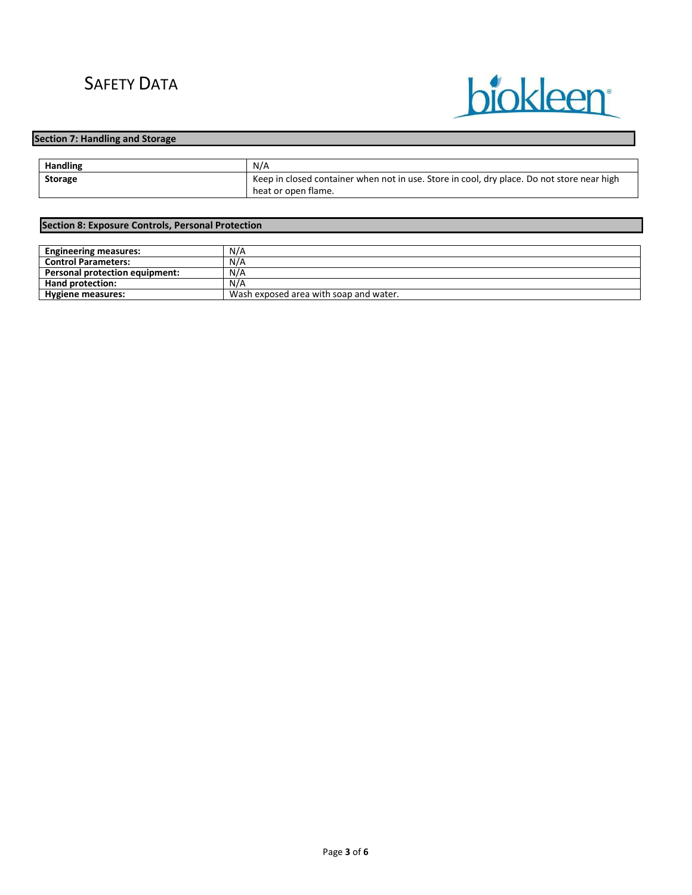## Section 7: Handling and Storage

| Handling | N/A |
|---|---|
| Storage | Keep in closed container when not in use. Store in cool, dry place. Do not store near high heat or open flame. |

## Section 8: Exposure Controls, Personal Protection

| Engineering measures: | N/A |
|---|---|
| Control Parameters: | N/A |
| Personal protection equipment: | N/A |
| Hand protection: | N/A |
| Hygiene measures: | Wash exposed area with soap and water. |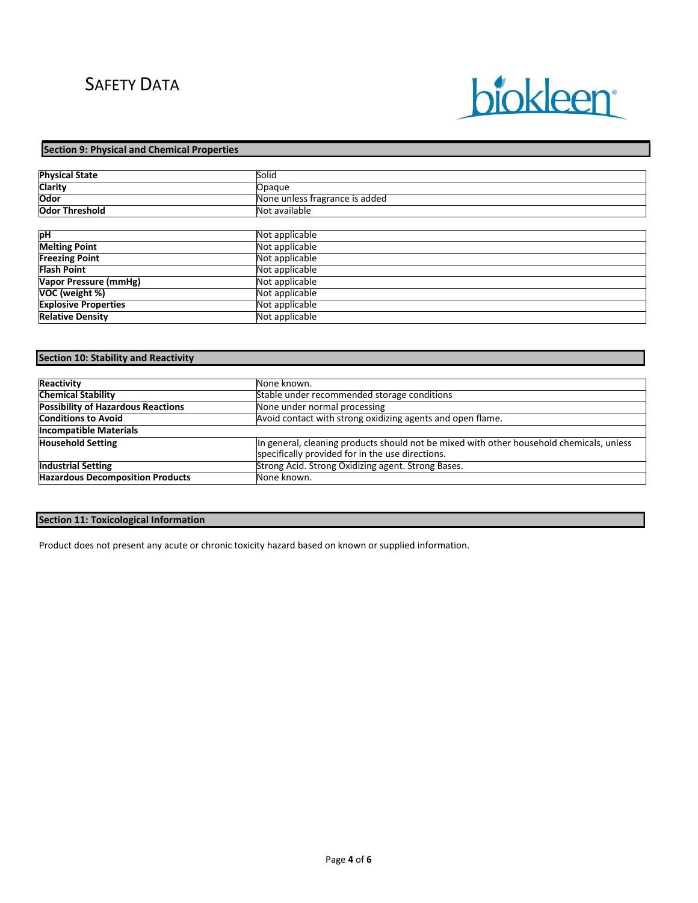## Section 9: Physical and Chemical Properties

| | |
|---|---|
| **Physical State** | Solid |
| **Clarity** | Opaque |
| **Odor** | None unless fragrance is added |
| **Odor Threshold** | Not available |

| | |
|---|---|
| **pH** | Not applicable |
| **Melting Point** | Not applicable |
| **Freezing Point** | Not applicable |
| **Flash Point** | Not applicable |
| **Vapor Pressure (mmHg)** | Not applicable |
| **VOC (weight %)** | Not applicable |
| **Explosive Properties** | Not applicable |
| **Relative Density** | Not applicable |

## Section 10: Stability and Reactivity

| | |
|---|---|
| **Reactivity** | None known. |
| **Chemical Stability** | Stable under recommended storage conditions |
| **Possibility of Hazardous Reactions** | None under normal processing |
| **Conditions to Avoid** | Avoid contact with strong oxidizing agents and open flame. |
| **Incompatible Materials** | |
| **Household Setting** | In general, cleaning products should not be mixed with other household chemicals, unless specifically provided for in the use directions. |
| **Industrial Setting** | Strong Acid. Strong Oxidizing agent. Strong Bases. |
| **Hazardous Decomposition Products** | None known. |

## Section 11: Toxicological Information

Product does not present any acute or chronic toxicity hazard based on known or supplied information.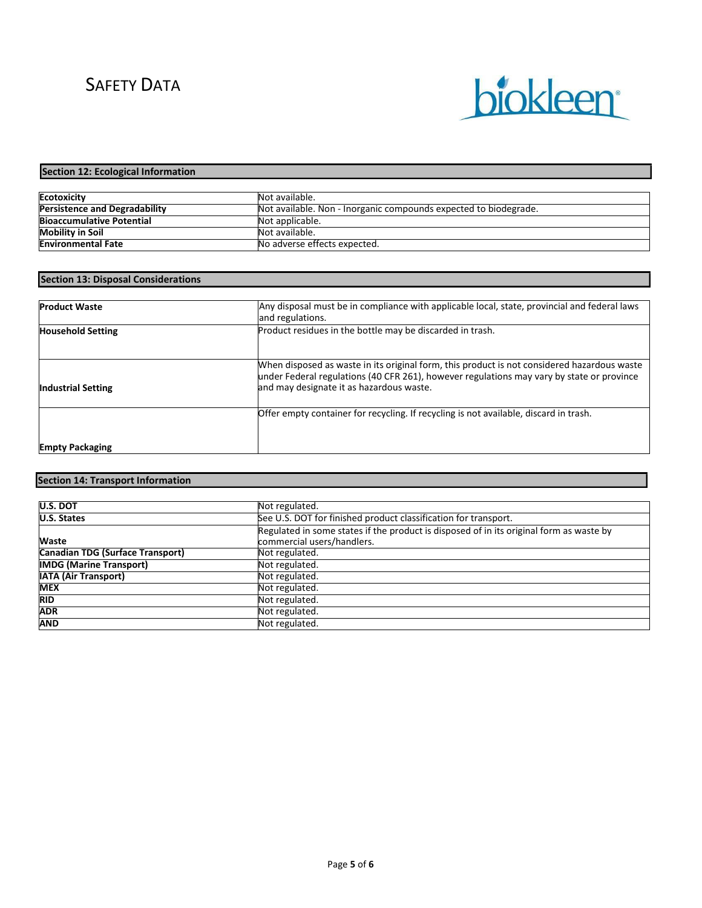## Section 12: Ecological Information

| | |
|---|---|
| **Ecotoxicity** | Not available. |
| **Persistence and Degradability** | Not available. Non - Inorganic compounds expected to biodegrade. |
| **Bioaccumulative Potential** | Not applicable. |
| **Mobility in Soil** | Not available. |
| **Environmental Fate** | No adverse effects expected. |

## Section 13: Disposal Considerations

| | |
|---|---|
| **Product Waste** | Any disposal must be in compliance with applicable local, state, provincial and federal laws and regulations. |
| **Household Setting** | Product residues in the bottle may be discarded in trash. |
| **Industrial Setting** | When disposed as waste in its original form, this product is not considered hazardous waste under Federal regulations (40 CFR 261), however regulations may vary by state or province and may designate it as hazardous waste. |
| **Empty Packaging** | Offer empty container for recycling. If recycling is not available, discard in trash. |

## Section 14: Transport Information

| | |
|---|---|
| **U.S. DOT** | Not regulated. |
| **U.S. States** | See U.S. DOT for finished product classification for transport. |
| **Waste** | Regulated in some states if the product is disposed of in its original form as waste by commercial users/handlers. |
| **Canadian TDG (Surface Transport)** | Not regulated. |
| **IMDG (Marine Transport)** | Not regulated. |
| **IATA (Air Transport)** | Not regulated. |
| **MEX** | Not regulated. |
| **RID** | Not regulated. |
| **ADR** | Not regulated. |
| **AND** | Not regulated. |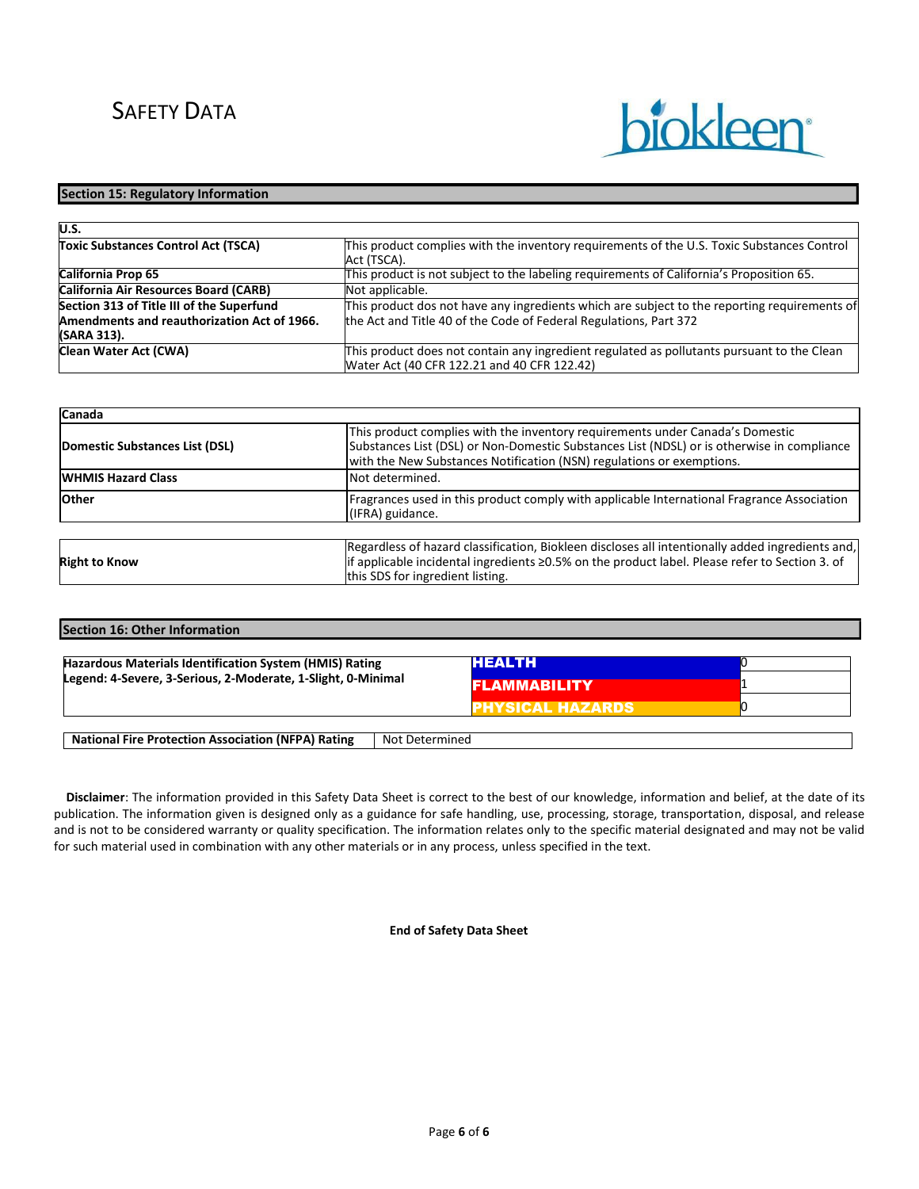## Section 15: Regulatory Information

| U.S. | |
|---|---|
| **Toxic Substances Control Act (TSCA)** | This product complies with the inventory requirements of the U.S. Toxic Substances Control Act (TSCA). |
| **California Prop 65** | This product is not subject to the labeling requirements of California's Proposition 65. |
| **California Air Resources Board (CARB)** | Not applicable. |
| **Section 313 of Title III of the Superfund Amendments and reauthorization Act of 1966. (SARA 313).** | This product dos not have any ingredients which are subject to the reporting requirements of the Act and Title 40 of the Code of Federal Regulations, Part 372 |
| **Clean Water Act (CWA)** | This product does not contain any ingredient regulated as pollutants pursuant to the Clean Water Act (40 CFR 122.21 and 40 CFR 122.42) |

| Canada | |
|---|---|
| **Domestic Substances List (DSL)** | This product complies with the inventory requirements under Canada's Domestic Substances List (DSL) or Non-Domestic Substances List (NDSL) or is otherwise in compliance with the New Substances Notification (NSN) regulations or exemptions. |
| **WHMIS Hazard Class** | Not determined. |
| **Other** | Fragrances used in this product comply with applicable International Fragrance Association (IFRA) guidance. |

| | |
|---|---|
| **Right to Know** | Regardless of hazard classification, Biokleen discloses all intentionally added ingredients and, if applicable incidental ingredients ≥0.5% on the product label. Please refer to Section 3. of this SDS for ingredient listing. |

## Section 16: Other Information

**Hazardous Materials Identification System (HMIS) Rating**
**Legend: 4-Severe, 3-Serious, 2-Moderate, 1-Slight, 0-Minimal**

| | |
|---|---|
| HEALTH | 0 |
| FLAMMABILITY | 1 |
| PHYSICAL HAZARDS | 0 |

| | |
|---|---|
| **National Fire Protection Association (NFPA) Rating** | Not Determined |

**Disclaimer**: The information provided in this Safety Data Sheet is correct to the best of our knowledge, information and belief, at the date of its publication. The information given is designed only as a guidance for safe handling, use, processing, storage, transportation, disposal, and release and is not to be considered warranty or quality specification. The information relates only to the specific material designated and may not be valid for such material used in combination with any other materials or in any process, unless specified in the text.

**End of Safety Data Sheet**